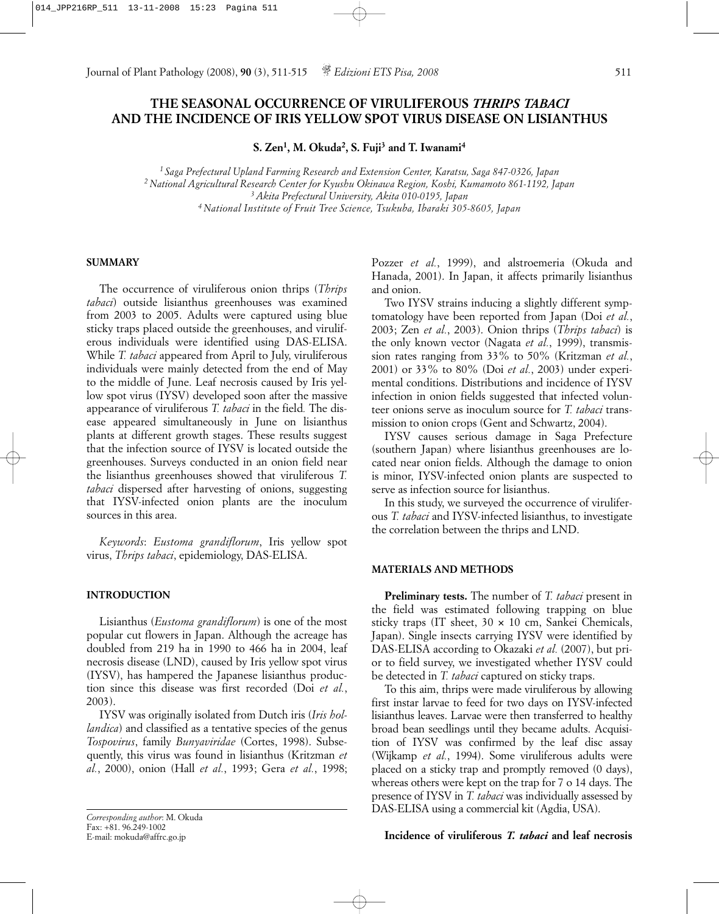# THE SEASONAL OCCURRENCE OF VIRULIFEROUS *THRIPS TABACI* AND THE INCIDENCE OF IRIS YELLOW SPOT VIRUS DISEASE ON LISIANTHUS

**S. Zen[1], M. Okuda[2], S. Fuji[3] and T. Iwanami[4]**

*[1] Saga Prefectural Upland Farming Research and Extension Center, Karatsu, Saga 847-0326, Japan*
*[2] National Agricultural Research Center for Kyushu Okinawa Region, Koshi, Kumamoto 861-1192, Japan*
*[3] Akita Prefectural University, Akita 010-0195, Japan*
*[4] National Institute of Fruit Tree Science, Tsukuba, Ibaraki 305-8605, Japan*

## SUMMARY

The occurrence of viruliferous onion thrips (*Thrips tabaci*) outside lisianthus greenhouses was examined from 2003 to 2005. Adults were captured using blue sticky traps placed outside the greenhouses, and viruliferous individuals were identified using DAS-ELISA. While *T. tabaci* appeared from April to July, viruliferous individuals were mainly detected from the end of May to the middle of June. Leaf necrosis caused by Iris yellow spot virus (IYSV) developed soon after the massive appearance of viruliferous *T. tabaci* in the field*.* The disease appeared simultaneously in June on lisianthus plants at different growth stages. These results suggest that the infection source of IYSV is located outside the greenhouses. Surveys conducted in an onion field near the lisianthus greenhouses showed that viruliferous *T. tabaci* dispersed after harvesting of onions, suggesting that IYSV-infected onion plants are the inoculum sources in this area.

*Keywords*: *Eustoma grandiflorum*, Iris yellow spot virus, *Thrips tabaci*, epidemiology, DAS-ELISA.

## INTRODUCTION

Lisianthus (*Eustoma grandiflorum*) is one of the most popular cut flowers in Japan. Although the acreage has doubled from 219 ha in 1990 to 466 ha in 2004, leaf necrosis disease (LND), caused by Iris yellow spot virus (IYSV), has hampered the Japanese lisianthus production since this disease was first recorded (Doi *et al.*, 2003).

IYSV was originally isolated from Dutch iris (*Iris hollandica*) and classified as a tentative species of the genus *Tospovirus*, family *Bunyaviridae* (Cortes, 1998). Subsequently, this virus was found in lisianthus (Kritzman *et al.*, 2000), onion (Hall *et al.*, 1993; Gera *et al.*, 1998; Pozzer *et al.*, 1999), and alstroemeria (Okuda and Hanada, 2001). In Japan, it affects primarily lisianthus and onion.

Two IYSV strains inducing a slightly different symptomatology have been reported from Japan (Doi *et al.*, 2003; Zen *et al.*, 2003). Onion thrips (*Thrips tabaci*) is the only known vector (Nagata *et al.*, 1999), transmission rates ranging from 33% to 50% (Kritzman *et al.*, 2001) or 33% to 80% (Doi *et al.*, 2003) under experimental conditions. Distributions and incidence of IYSV infection in onion fields suggested that infected volunteer onions serve as inoculum source for *T. tabaci* transmission to onion crops (Gent and Schwartz, 2004).

IYSV causes serious damage in Saga Prefecture (southern Japan) where lisianthus greenhouses are located near onion fields. Although the damage to onion is minor, IYSV-infected onion plants are suspected to serve as infection source for lisianthus.

In this study, we surveyed the occurrence of viruliferous *T. tabaci* and IYSV-infected lisianthus, to investigate the correlation between the thrips and LND.

## MATERIALS AND METHODS

**Preliminary tests.** The number of *T. tabaci* present in the field was estimated following trapping on blue sticky traps (IT sheet, 30 × 10 cm, Sankei Chemicals, Japan). Single insects carrying IYSV were identified by DAS-ELISA according to Okazaki *et al.* (2007), but prior to field survey, we investigated whether IYSV could be detected in *T. tabaci* captured on sticky traps.

To this aim, thrips were made viruliferous by allowing first instar larvae to feed for two days on IYSV-infected lisianthus leaves. Larvae were then transferred to healthy broad bean seedlings until they became adults. Acquisition of IYSV was confirmed by the leaf disc assay (Wijkamp *et al.*, 1994). Some viruliferous adults were placed on a sticky trap and promptly removed (0 days), whereas others were kept on the trap for 7 o 14 days. The presence of IYSV in *T. tabaci* was individually assessed by DAS-ELISA using a commercial kit (Agdia, USA).

**Incidence of viruliferous *T. tabaci* and leaf necrosis**

*Corresponding author*: M. Okuda
Fax: +81. 96.249-1002
E-mail: mokuda@affrc.go.jp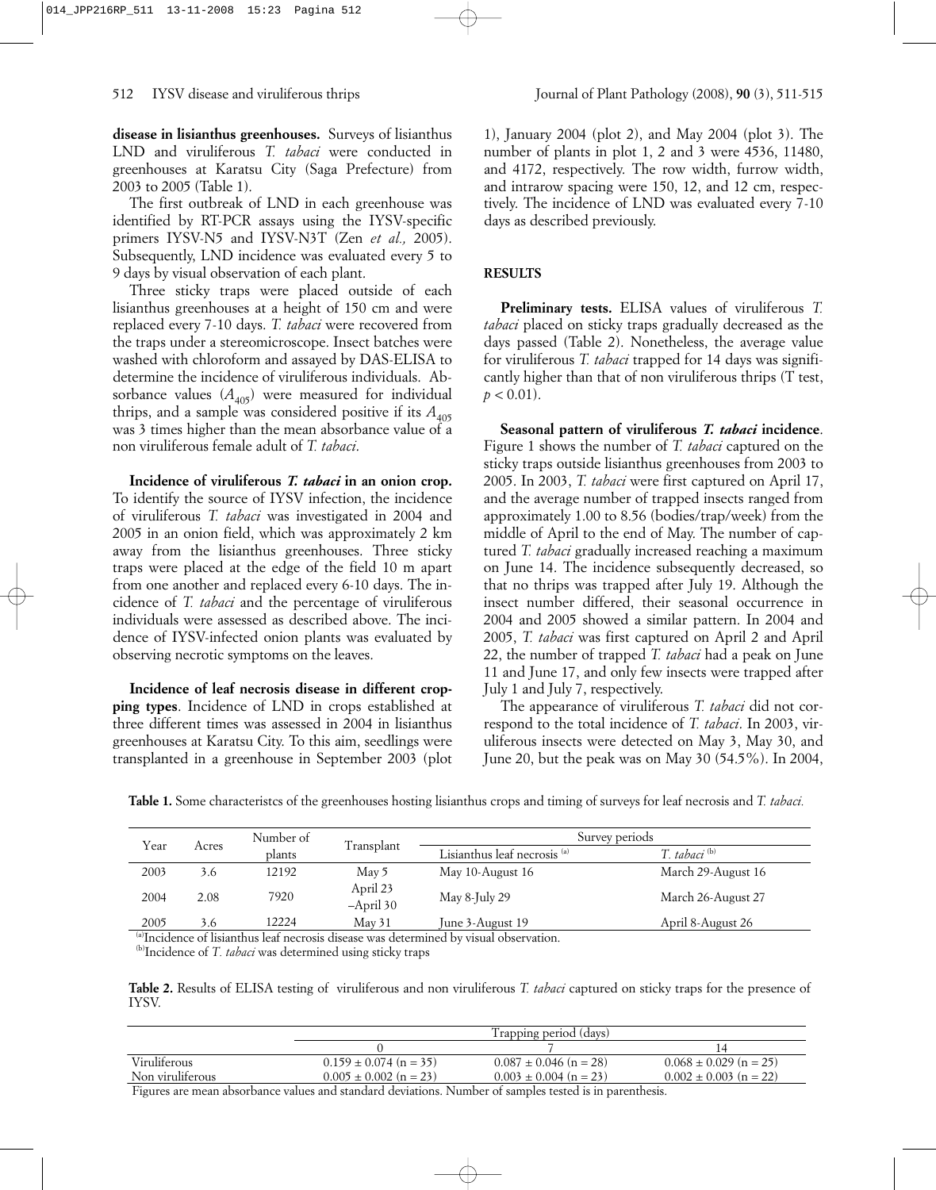**disease in lisianthus greenhouses.** Surveys of lisianthus LND and viruliferous *T. tabaci* were conducted in greenhouses at Karatsu City (Saga Prefecture) from 2003 to 2005 (Table 1).

The first outbreak of LND in each greenhouse was identified by RT-PCR assays using the IYSV-specific primers IYSV-N5 and IYSV-N3T (Zen *et al.,* 2005). Subsequently, LND incidence was evaluated every 5 to 9 days by visual observation of each plant.

Three sticky traps were placed outside of each lisianthus greenhouses at a height of 150 cm and were replaced every 7-10 days. *T. tabaci* were recovered from the traps under a stereomicroscope. Insect batches were washed with chloroform and assayed by DAS-ELISA to determine the incidence of viruliferous individuals. Absorbance values ($A_{405}$) were measured for individual thrips, and a sample was considered positive if its $A_{405}$ was 3 times higher than the mean absorbance value of a non viruliferous female adult of *T. tabaci*.

**Incidence of viruliferous *T. tabaci* in an onion crop.** To identify the source of IYSV infection, the incidence of viruliferous *T. tabaci* was investigated in 2004 and 2005 in an onion field, which was approximately 2 km away from the lisianthus greenhouses. Three sticky traps were placed at the edge of the field 10 m apart from one another and replaced every 6-10 days. The incidence of *T. tabaci* and the percentage of viruliferous individuals were assessed as described above. The incidence of IYSV-infected onion plants was evaluated by observing necrotic symptoms on the leaves.

**Incidence of leaf necrosis disease in different cropping types**. Incidence of LND in crops established at three different times was assessed in 2004 in lisianthus greenhouses at Karatsu City. To this aim, seedlings were transplanted in a greenhouse in September 2003 (plot 1), January 2004 (plot 2), and May 2004 (plot 3). The number of plants in plot 1, 2 and 3 were 4536, 11480, and 4172, respectively. The row width, furrow width, and intrarow spacing were 150, 12, and 12 cm, respectively. The incidence of LND was evaluated every 7-10 days as described previously.

## RESULTS

**Preliminary tests.** ELISA values of viruliferous *T. tabaci* placed on sticky traps gradually decreased as the days passed (Table 2). Nonetheless, the average value for viruliferous *T. tabaci* trapped for 14 days was significantly higher than that of non viruliferous thrips (T test, $p < 0.01$).

**Seasonal pattern of viruliferous *T. tabaci* incidence**. Figure 1 shows the number of *T. tabaci* captured on the sticky traps outside lisianthus greenhouses from 2003 to 2005. In 2003, *T. tabaci* were first captured on April 17, and the average number of trapped insects ranged from approximately 1.00 to 8.56 (bodies/trap/week) from the middle of April to the end of May. The number of captured *T. tabaci* gradually increased reaching a maximum on June 14. The incidence subsequently decreased, so that no thrips was trapped after July 19. Although the insect number differed, their seasonal occurrence in 2004 and 2005 showed a similar pattern. In 2004 and 2005, *T. tabaci* was first captured on April 2 and April 22, the number of trapped *T. tabaci* had a peak on June 11 and June 17, and only few insects were trapped after July 1 and July 7, respectively.

The appearance of viruliferous *T. tabaci* did not correspond to the total incidence of *T. tabaci*. In 2003, viruliferous insects were detected on May 3, May 30, and June 20, but the peak was on May 30 (54.5%). In 2004,

**Table 1.** Some characteristcs of the greenhouses hosting lisianthus crops and timing of surveys for leaf necrosis and *T. tabaci.*

| Year | Acres | Number of plants | Transplant | Survey periods | |
|---|---|---|---|---|---|
| | | | | Lisianthus leaf necrosis [a] | *T. tabaci* [b] |
| 2003 | 3.6 | 12192 | May 5 | May 10-August 16 | March 29-August 16 |
| 2004 | 2.08 | 7920 | April 23 –April 30 | May 8-July 29 | March 26-August 27 |
| 2005 | 3.6 | 12224 | May 31 | June 3-August 19 | April 8-August 26 |

[a]Incidence of lisianthus leaf necrosis disease was determined by visual observation.
[b]Incidence of *T. tabaci* was determined using sticky traps

**Table 2.** Results of ELISA testing of viruliferous and non viruliferous *T. tabaci* captured on sticky traps for the presence of IYSV.

| | Trapping period (days) | | |
|---|---|---|---|
| | 0 | 7 | 14 |
| Viruliferous | 0.159 ± 0.074 (n = 35) | 0.087 ± 0.046 (n = 28) | 0.068 ± 0.029 (n = 25) |
| Non viruliferous | 0.005 ± 0.002 (n = 23) | 0.003 ± 0.004 (n = 23) | 0.002 ± 0.003 (n = 22) |

Figures are mean absorbance values and standard deviations. Number of samples tested is in parenthesis.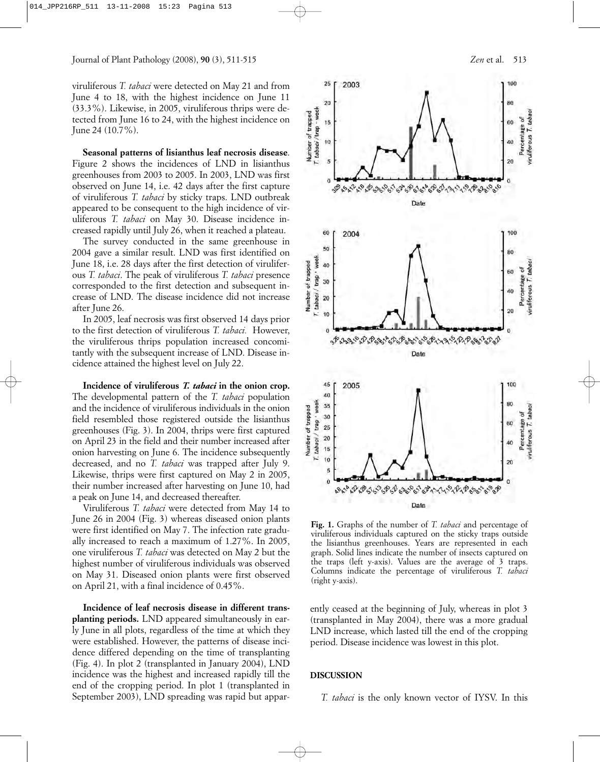viruliferous *T. tabaci* were detected on May 21 and from June 4 to 18, with the highest incidence on June 11 (33.3%). Likewise, in 2005, viruliferous thrips were detected from June 16 to 24, with the highest incidence on June 24 (10.7%).

**Seasonal patterns of lisianthus leaf necrosis disease**. Figure 2 shows the incidences of LND in lisianthus greenhouses from 2003 to 2005. In 2003, LND was first observed on June 14, i.e. 42 days after the first capture of viruliferous *T. tabaci* by sticky traps. LND outbreak appeared to be consequent to the high incidence of viruliferous *T. tabaci* on May 30. Disease incidence increased rapidly until July 26, when it reached a plateau.

The survey conducted in the same greenhouse in 2004 gave a similar result. LND was first identified on June 18, i.e. 28 days after the first detection of viruliferous *T. tabaci*. The peak of viruliferous *T. tabaci* presence corresponded to the first detection and subsequent increase of LND. The disease incidence did not increase after June 26.

In 2005, leaf necrosis was first observed 14 days prior to the first detection of viruliferous *T. tabaci.* However, the viruliferous thrips population increased concomitantly with the subsequent increase of LND. Disease incidence attained the highest level on July 22.

**Incidence of viruliferous *T. tabaci* in the onion crop.** The developmental pattern of the *T. tabaci* population and the incidence of viruliferous individuals in the onion field resembled those registered outside the lisianthus greenhouses (Fig. 3). In 2004, thrips were first captured on April 23 in the field and their number increased after onion harvesting on June 6. The incidence subsequently decreased, and no *T. tabaci* was trapped after July 9. Likewise, thrips were first captured on May 2 in 2005, their number increased after harvesting on June 10, had a peak on June 14, and decreased thereafter.

Viruliferous *T. tabaci* were detected from May 14 to June 26 in 2004 (Fig. 3) whereas diseased onion plants were first identified on May 7. The infection rate gradually increased to reach a maximum of 1.27%. In 2005, one viruliferous *T. tabaci* was detected on May 2 but the highest number of viruliferous individuals was observed on May 31. Diseased onion plants were first observed on April 21, with a final incidence of 0.45%.

**Incidence of leaf necrosis disease in different transplanting periods.** LND appeared simultaneously in early June in all plots, regardless of the time at which they were established. However, the patterns of disease incidence differed depending on the time of transplanting (Fig. 4). In plot 2 (transplanted in January 2004), LND incidence was the highest and increased rapidly till the end of the cropping period. In plot 1 (transplanted in September 2003), LND spreading was rapid but apparently ceased at the beginning of July, whereas in plot 3 (transplanted in May 2004), there was a more gradual LND increase, which lasted till the end of the cropping period. Disease incidence was lowest in this plot.

**Fig. 1.** Graphs of the number of *T. tabaci* and percentage of viruliferous individuals captured on the sticky traps outside the lisianthus greenhouses. Years are represented in each graph. Solid lines indicate the number of insects captured on the traps (left y-axis). Values are the average of 3 traps. Columns indicate the percentage of viruliferous *T. tabaci* (right y-axis).

## DISCUSSION

*T. tabaci* is the only known vector of IYSV. In this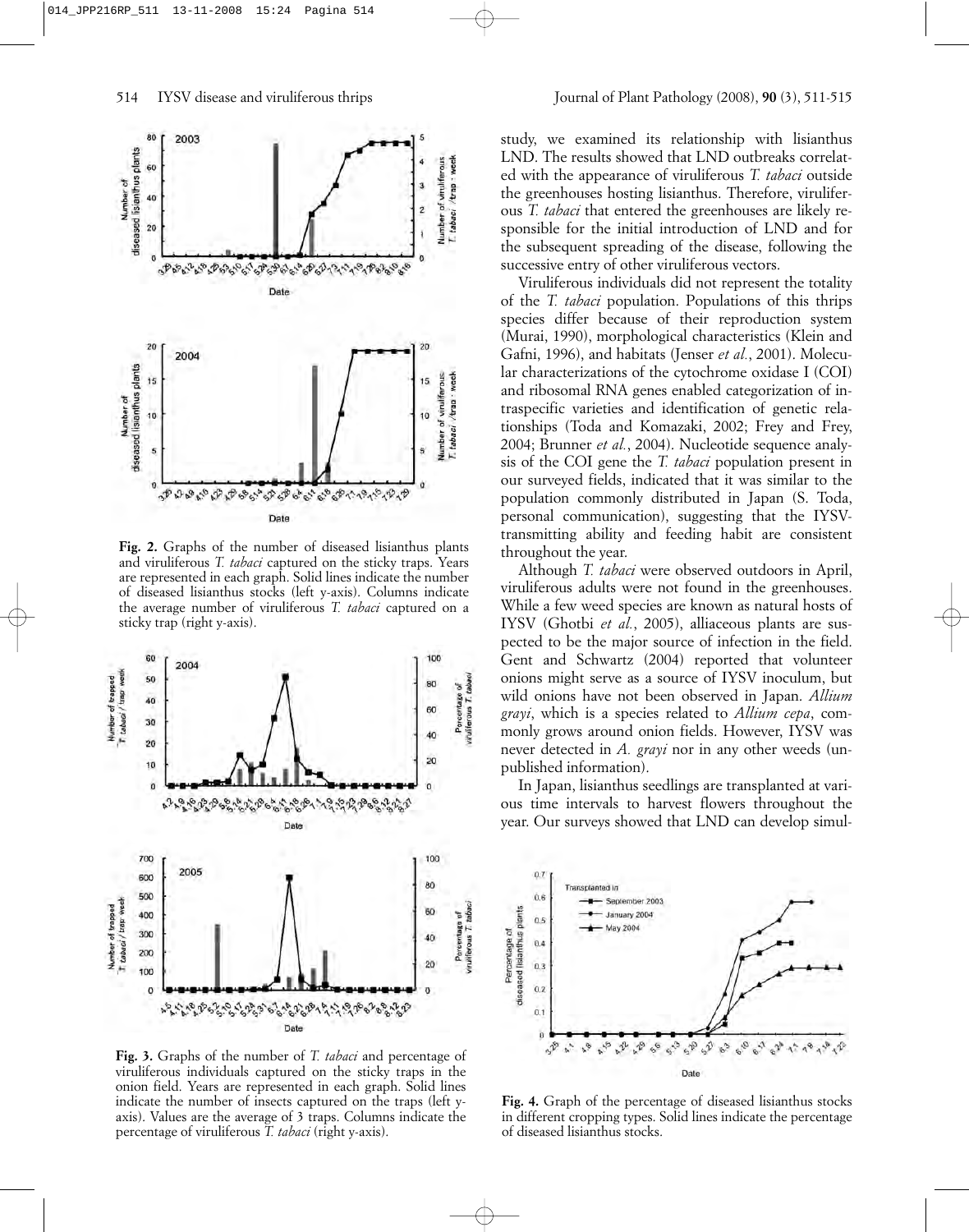**Fig. 2.** Graphs of the number of diseased lisianthus plants and viruliferous *T. tabaci* captured on the sticky traps. Years are represented in each graph. Solid lines indicate the number of diseased lisianthus stocks (left y-axis). Columns indicate the average number of viruliferous *T. tabaci* captured on a sticky trap (right y-axis).

**Fig. 3.** Graphs of the number of *T. tabaci* and percentage of viruliferous individuals captured on the sticky traps in the onion field. Years are represented in each graph. Solid lines indicate the number of insects captured on the traps (left y-axis). Values are the average of 3 traps. Columns indicate the percentage of viruliferous *T. tabaci* (right y-axis).

study, we examined its relationship with lisianthus LND. The results showed that LND outbreaks correlated with the appearance of viruliferous *T. tabaci* outside the greenhouses hosting lisianthus. Therefore, viruliferous *T. tabaci* that entered the greenhouses are likely responsible for the initial introduction of LND and for the subsequent spreading of the disease, following the successive entry of other viruliferous vectors.

Viruliferous individuals did not represent the totality of the *T. tabaci* population. Populations of this thrips species differ because of their reproduction system (Murai, 1990), morphological characteristics (Klein and Gafni, 1996), and habitats (Jenser *et al.*, 2001). Molecular characterizations of the cytochrome oxidase I (COI) and ribosomal RNA genes enabled categorization of intraspecific varieties and identification of genetic relationships (Toda and Komazaki, 2002; Frey and Frey, 2004; Brunner *et al.*, 2004). Nucleotide sequence analysis of the COI gene the *T. tabaci* population present in our surveyed fields, indicated that it was similar to the population commonly distributed in Japan (S. Toda, personal communication), suggesting that the IYSV-transmitting ability and feeding habit are consistent throughout the year.

Although *T. tabaci* were observed outdoors in April, viruliferous adults were not found in the greenhouses. While a few weed species are known as natural hosts of IYSV (Ghotbi *et al.*, 2005), alliaceous plants are suspected to be the major source of infection in the field. Gent and Schwartz (2004) reported that volunteer onions might serve as a source of IYSV inoculum, but wild onions have not been observed in Japan. *Allium grayi*, which is a species related to *Allium cepa*, commonly grows around onion fields. However, IYSV was never detected in *A. grayi* nor in any other weeds (unpublished information).

In Japan, lisianthus seedlings are transplanted at various time intervals to harvest flowers throughout the year. Our surveys showed that LND can develop simul-

**Fig. 4.** Graph of the percentage of diseased lisianthus stocks in different cropping types. Solid lines indicate the percentage of diseased lisianthus stocks.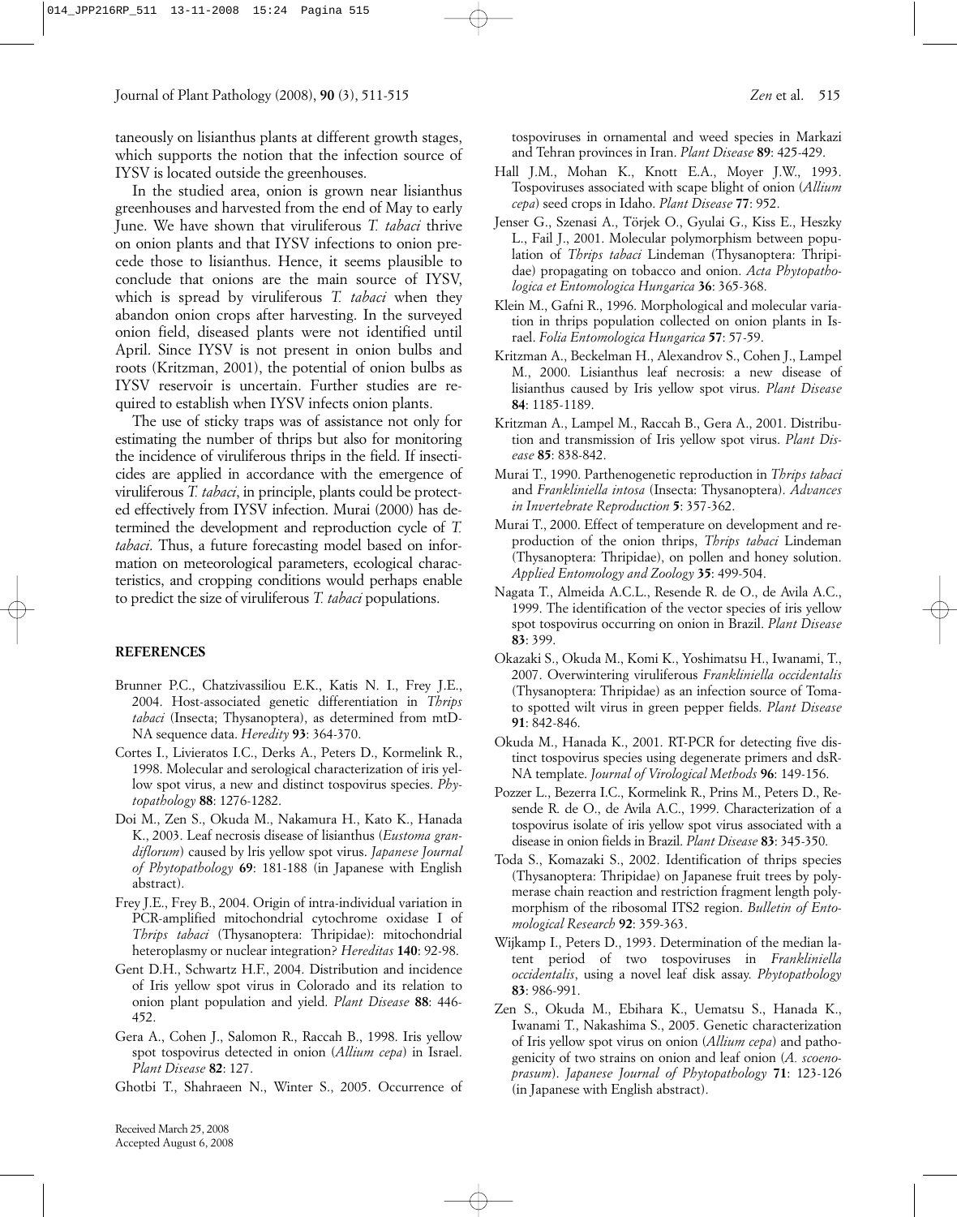taneously on lisianthus plants at different growth stages, which supports the notion that the infection source of IYSV is located outside the greenhouses.

In the studied area, onion is grown near lisianthus greenhouses and harvested from the end of May to early June. We have shown that viruliferous *T. tabaci* thrive on onion plants and that IYSV infections to onion precede those to lisianthus. Hence, it seems plausible to conclude that onions are the main source of IYSV, which is spread by viruliferous *T. tabaci* when they abandon onion crops after harvesting. In the surveyed onion field, diseased plants were not identified until April. Since IYSV is not present in onion bulbs and roots (Kritzman, 2001), the potential of onion bulbs as IYSV reservoir is uncertain. Further studies are required to establish when IYSV infects onion plants.

The use of sticky traps was of assistance not only for estimating the number of thrips but also for monitoring the incidence of viruliferous thrips in the field. If insecticides are applied in accordance with the emergence of viruliferous *T. tabaci*, in principle, plants could be protected effectively from IYSV infection. Murai (2000) has determined the development and reproduction cycle of *T. tabaci*. Thus, a future forecasting model based on information on meteorological parameters, ecological characteristics, and cropping conditions would perhaps enable to predict the size of viruliferous *T. tabaci* populations.

## REFERENCES

Brunner P.C., Chatzivassiliou E.K., Katis N. I., Frey J.E., 2004. Host-associated genetic differentiation in *Thrips tabaci* (Insecta; Thysanoptera), as determined from mtDNA sequence data. *Heredity* **93**: 364-370.

Cortes I., Livieratos I.C., Derks A., Peters D., Kormelink R., 1998. Molecular and serological characterization of iris yellow spot virus, a new and distinct tospovirus species. *Phytopathology* **88**: 1276-1282.

Doi M., Zen S., Okuda M., Nakamura H., Kato K., Hanada K., 2003. Leaf necrosis disease of lisianthus (*Eustoma grandiflorum*) caused by Iris yellow spot virus. *Japanese Journal of Phytopathology* **69**: 181-188 (in Japanese with English abstract).

Frey J.E., Frey B., 2004. Origin of intra-individual variation in PCR-amplified mitochondrial cytochrome oxidase I of *Thrips tabaci* (Thysanoptera: Thripidae): mitochondrial heteroplasmy or nuclear integration? *Hereditas* **140**: 92-98.

Gent D.H., Schwartz H.F., 2004. Distribution and incidence of Iris yellow spot virus in Colorado and its relation to onion plant population and yield. *Plant Disease* **88**: 446-452.

Gera A., Cohen J., Salomon R., Raccah B., 1998. Iris yellow spot tospovirus detected in onion (*Allium cepa*) in Israel. *Plant Disease* **82**: 127.

Ghotbi T., Shahraeen N., Winter S., 2005. Occurrence of tospoviruses in ornamental and weed species in Markazi and Tehran provinces in Iran. *Plant Disease* **89**: 425-429.

Hall J.M., Mohan K., Knott E.A., Moyer J.W., 1993. Tospoviruses associated with scape blight of onion (*Allium cepa*) seed crops in Idaho. *Plant Disease* **77**: 952.

Jenser G., Szenasi A., Törjek O., Gyulai G., Kiss E., Heszky L., Fail J., 2001. Molecular polymorphism between population of *Thrips tabaci* Lindeman (Thysanoptera: Thripidae) propagating on tobacco and onion. *Acta Phytopathologica et Entomologica Hungarica* **36**: 365-368.

Klein M., Gafni R., 1996. Morphological and molecular variation in thrips population collected on onion plants in Israel. *Folia Entomologica Hungarica* **57**: 57-59.

Kritzman A., Beckelman H., Alexandrov S., Cohen J., Lampel M., 2000. Lisianthus leaf necrosis: a new disease of lisianthus caused by Iris yellow spot virus. *Plant Disease* **84**: 1185-1189.

Kritzman A., Lampel M., Raccah B., Gera A., 2001. Distribution and transmission of Iris yellow spot virus. *Plant Disease* **85**: 838-842.

Murai T., 1990. Parthenogenetic reproduction in *Thrips tabaci* and *Frankliniella intosa* (Insecta: Thysanoptera). *Advances in Invertebrate Reproduction* **5**: 357-362.

Murai T., 2000. Effect of temperature on development and reproduction of the onion thrips, *Thrips tabaci* Lindeman (Thysanoptera: Thripidae), on pollen and honey solution. *Applied Entomology and Zoology* **35**: 499-504.

Nagata T., Almeida A.C.L., Resende R. de O., de Avila A.C., 1999. The identification of the vector species of iris yellow spot tospovirus occurring on onion in Brazil. *Plant Disease* **83**: 399.

Okazaki S., Okuda M., Komi K., Yoshimatsu H., Iwanami, T., 2007. Overwintering viruliferous *Frankliniella occidentalis* (Thysanoptera: Thripidae) as an infection source of Tomato spotted wilt virus in green pepper fields. *Plant Disease* **91**: 842-846.

Okuda M., Hanada K., 2001. RT-PCR for detecting five distinct tospovirus species using degenerate primers and dsRNA template. *Journal of Virological Methods* **96**: 149-156.

Pozzer L., Bezerra I.C., Kormelink R., Prins M., Peters D., Resende R. de O., de Avila A.C., 1999. Characterization of a tospovirus isolate of iris yellow spot virus associated with a disease in onion fields in Brazil. *Plant Disease* **83**: 345-350.

Toda S., Komazaki S., 2002. Identification of thrips species (Thysanoptera: Thripidae) on Japanese fruit trees by polymerase chain reaction and restriction fragment length polymorphism of the ribosomal ITS2 region. *Bulletin of Entomological Research* **92**: 359-363.

Wijkamp I., Peters D., 1993. Determination of the median latent period of two tospoviruses in *Frankliniella occidentalis*, using a novel leaf disk assay. *Phytopathology* **83**: 986-991.

Zen S., Okuda M., Ebihara K., Uematsu S., Hanada K., Iwanami T., Nakashima S., 2005. Genetic characterization of Iris yellow spot virus on onion (*Allium cepa*) and pathogenicity of two strains on onion and leaf onion (*A. scoenoprasum*). *Japanese Journal of Phytopathology* **71**: 123-126 (in Japanese with English abstract).

Received March 25, 2008
Accepted August 6, 2008